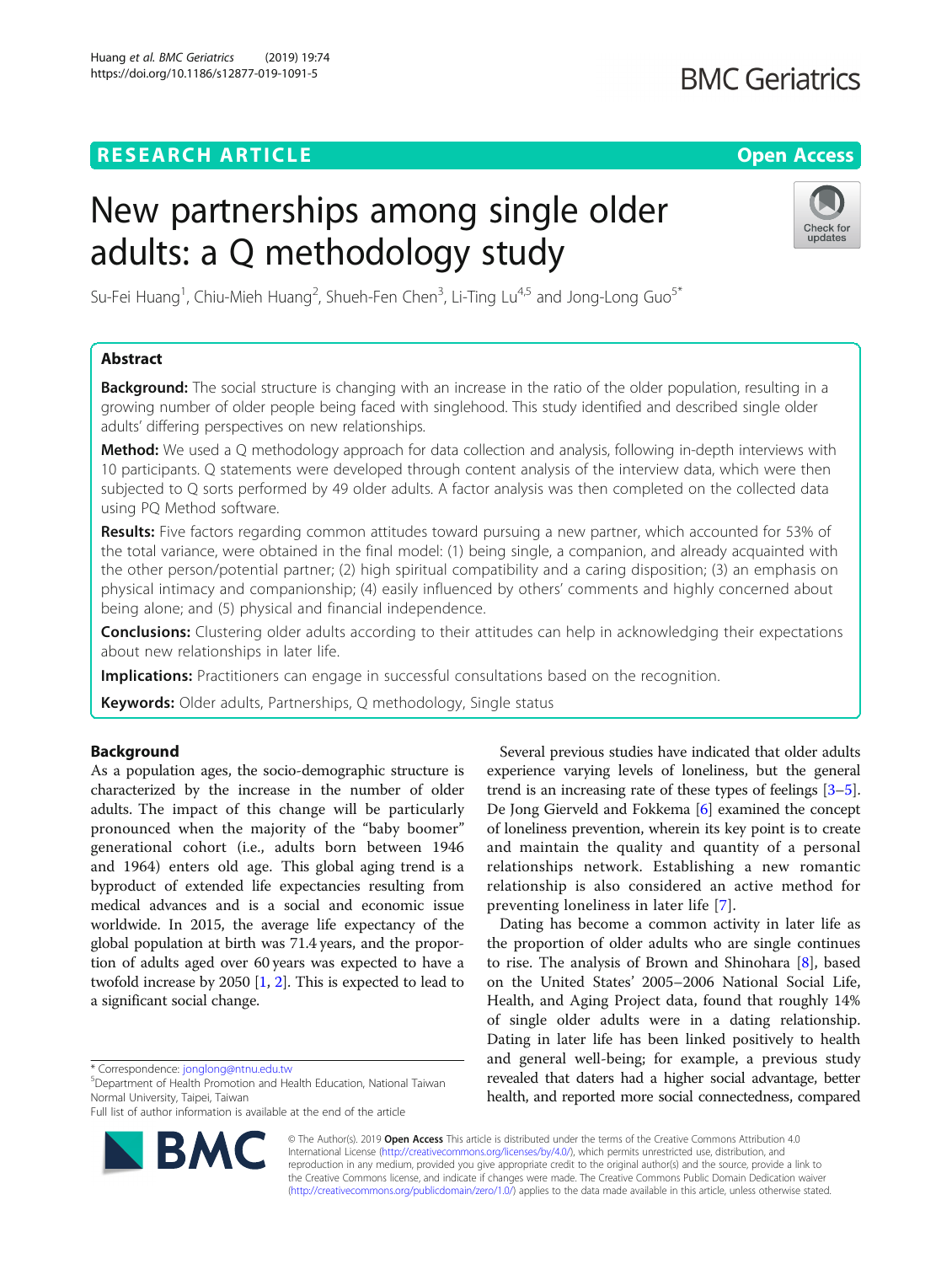RESEARCH ARTICLE

Open Access

# New partnerships among single older adults: a Q methodology study

Su-Fei Huang[1], Chiu-Mieh Huang[2], Shueh-Fen Chen[3], Li-Ting Lu[4,5] and Jong-Long Guo[5*]

## Abstract

**Background:** The social structure is changing with an increase in the ratio of the older population, resulting in a growing number of older people being faced with singlehood. This study identified and described single older adults' differing perspectives on new relationships.

**Method:** We used a Q methodology approach for data collection and analysis, following in-depth interviews with 10 participants. Q statements were developed through content analysis of the interview data, which were then subjected to Q sorts performed by 49 older adults. A factor analysis was then completed on the collected data using PQ Method software.

**Results:** Five factors regarding common attitudes toward pursuing a new partner, which accounted for 53% of the total variance, were obtained in the final model: (1) being single, a companion, and already acquainted with the other person/potential partner; (2) high spiritual compatibility and a caring disposition; (3) an emphasis on physical intimacy and companionship; (4) easily influenced by others' comments and highly concerned about being alone; and (5) physical and financial independence.

**Conclusions:** Clustering older adults according to their attitudes can help in acknowledging their expectations about new relationships in later life.

**Implications:** Practitioners can engage in successful consultations based on the recognition.

**Keywords:** Older adults, Partnerships, Q methodology, Single status

## Background

As a population ages, the socio-demographic structure is characterized by the increase in the number of older adults. The impact of this change will be particularly pronounced when the majority of the "baby boomer" generational cohort (i.e., adults born between 1946 and 1964) enters old age. This global aging trend is a byproduct of extended life expectancies resulting from medical advances and is a social and economic issue worldwide. In 2015, the average life expectancy of the global population at birth was 71.4 years, and the proportion of adults aged over 60 years was expected to have a twofold increase by 2050 [1, 2]. This is expected to lead to a significant social change.

Several previous studies have indicated that older adults experience varying levels of loneliness, but the general trend is an increasing rate of these types of feelings [3–5]. De Jong Gierveld and Fokkema [6] examined the concept of loneliness prevention, wherein its key point is to create and maintain the quality and quantity of a personal relationships network. Establishing a new romantic relationship is also considered an active method for preventing loneliness in later life [7].

Dating has become a common activity in later life as the proportion of older adults who are single continues to rise. The analysis of Brown and Shinohara [8], based on the United States' 2005–2006 National Social Life, Health, and Aging Project data, found that roughly 14% of single older adults were in a dating relationship. Dating in later life has been linked positively to health and general well-being; for example, a previous study revealed that daters had a higher social advantage, better health, and reported more social connectedness, compared

\* Correspondence: jonglong@ntnu.edu.tw
[5]Department of Health Promotion and Health Education, National Taiwan Normal University, Taipei, Taiwan
Full list of author information is available at the end of the article

© The Author(s). 2019 **Open Access** This article is distributed under the terms of the Creative Commons Attribution 4.0 International License (http://creativecommons.org/licenses/by/4.0/), which permits unrestricted use, distribution, and reproduction in any medium, provided you give appropriate credit to the original author(s) and the source, provide a link to the Creative Commons license, and indicate if changes were made. The Creative Commons Public Domain Dedication waiver (http://creativecommons.org/publicdomain/zero/1.0/) applies to the data made available in this article, unless otherwise stated.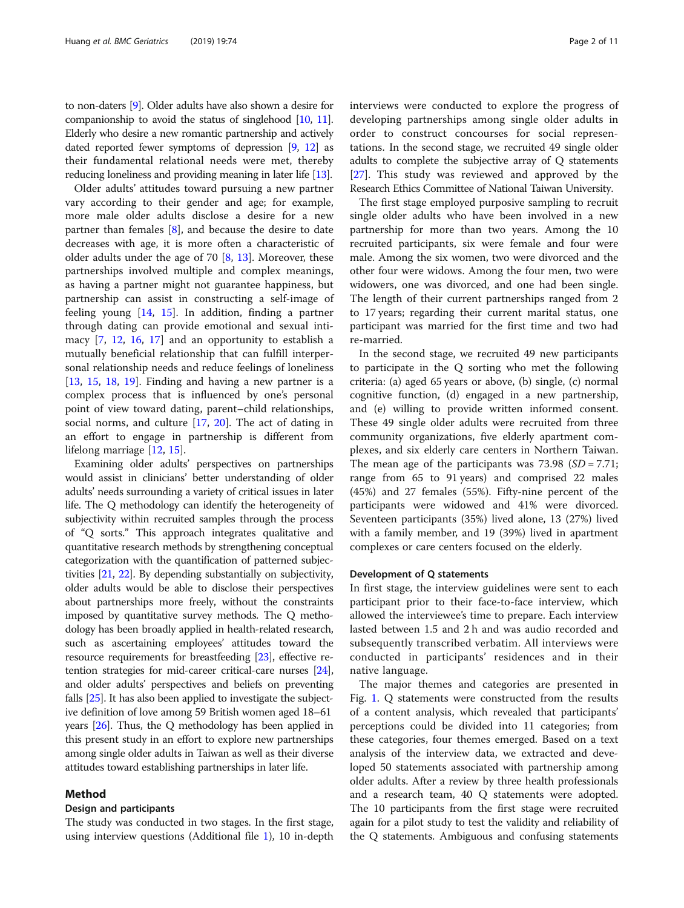to non-daters [9]. Older adults have also shown a desire for companionship to avoid the status of singlehood [10, 11]. Elderly who desire a new romantic partnership and actively dated reported fewer symptoms of depression [9, 12] as their fundamental relational needs were met, thereby reducing loneliness and providing meaning in later life [13].

Older adults' attitudes toward pursuing a new partner vary according to their gender and age; for example, more male older adults disclose a desire for a new partner than females [8], and because the desire to date decreases with age, it is more often a characteristic of older adults under the age of 70 [8, 13]. Moreover, these partnerships involved multiple and complex meanings, as having a partner might not guarantee happiness, but partnership can assist in constructing a self-image of feeling young [14, 15]. In addition, finding a partner through dating can provide emotional and sexual intimacy [7, 12, 16, 17] and an opportunity to establish a mutually beneficial relationship that can fulfill interpersonal relationship needs and reduce feelings of loneliness [13, 15, 18, 19]. Finding and having a new partner is a complex process that is influenced by one's personal point of view toward dating, parent–child relationships, social norms, and culture [17, 20]. The act of dating in an effort to engage in partnership is different from lifelong marriage [12, 15].

Examining older adults' perspectives on partnerships would assist in clinicians' better understanding of older adults' needs surrounding a variety of critical issues in later life. The Q methodology can identify the heterogeneity of subjectivity within recruited samples through the process of "Q sorts." This approach integrates qualitative and quantitative research methods by strengthening conceptual categorization with the quantification of patterned subjectivities [21, 22]. By depending substantially on subjectivity, older adults would be able to disclose their perspectives about partnerships more freely, without the constraints imposed by quantitative survey methods. The Q methodology has been broadly applied in health-related research, such as ascertaining employees' attitudes toward the resource requirements for breastfeeding [23], effective retention strategies for mid-career critical-care nurses [24], and older adults' perspectives and beliefs on preventing falls [25]. It has also been applied to investigate the subjective definition of love among 59 British women aged 18–61 years [26]. Thus, the Q methodology has been applied in this present study in an effort to explore new partnerships among single older adults in Taiwan as well as their diverse attitudes toward establishing partnerships in later life.

## Method

### Design and participants

The study was conducted in two stages. In the first stage, using interview questions (Additional file 1), 10 in-depth interviews were conducted to explore the progress of developing partnerships among single older adults in order to construct concourses for social representations. In the second stage, we recruited 49 single older adults to complete the subjective array of Q statements [27]. This study was reviewed and approved by the Research Ethics Committee of National Taiwan University.

The first stage employed purposive sampling to recruit single older adults who have been involved in a new partnership for more than two years. Among the 10 recruited participants, six were female and four were male. Among the six women, two were divorced and the other four were widows. Among the four men, two were widowers, one was divorced, and one had been single. The length of their current partnerships ranged from 2 to 17 years; regarding their current marital status, one participant was married for the first time and two had re-married.

In the second stage, we recruited 49 new participants to participate in the Q sorting who met the following criteria: (a) aged 65 years or above, (b) single, (c) normal cognitive function, (d) engaged in a new partnership, and (e) willing to provide written informed consent. These 49 single older adults were recruited from three community organizations, five elderly apartment complexes, and six elderly care centers in Northern Taiwan. The mean age of the participants was 73.98 ($SD = 7.71$; range from 65 to 91 years) and comprised 22 males (45%) and 27 females (55%). Fifty-nine percent of the participants were widowed and 41% were divorced. Seventeen participants (35%) lived alone, 13 (27%) lived with a family member, and 19 (39%) lived in apartment complexes or care centers focused on the elderly.

### Development of Q statements

In first stage, the interview guidelines were sent to each participant prior to their face-to-face interview, which allowed the interviewee's time to prepare. Each interview lasted between 1.5 and 2 h and was audio recorded and subsequently transcribed verbatim. All interviews were conducted in participants' residences and in their native language.

The major themes and categories are presented in Fig. 1. Q statements were constructed from the results of a content analysis, which revealed that participants' perceptions could be divided into 11 categories; from these categories, four themes emerged. Based on a text analysis of the interview data, we extracted and developed 50 statements associated with partnership among older adults. After a review by three health professionals and a research team, 40 Q statements were adopted. The 10 participants from the first stage were recruited again for a pilot study to test the validity and reliability of the Q statements. Ambiguous and confusing statements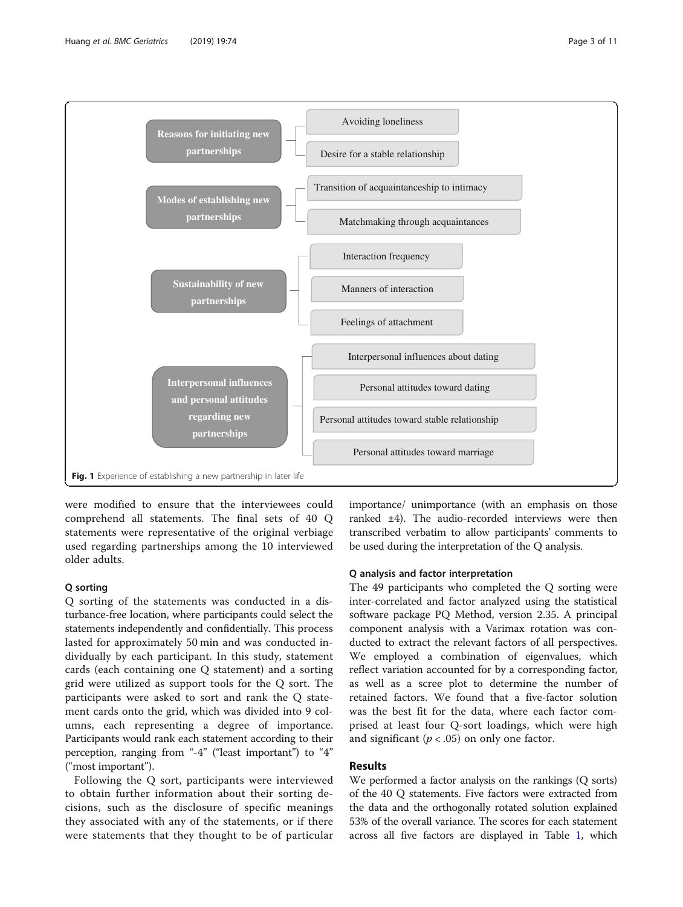**Reasons for initiating new partnerships**
- Avoiding loneliness
- Desire for a stable relationship

**Modes of establishing new partnerships**
- Transition of acquaintanceship to intimacy
- Matchmaking through acquaintances

**Sustainability of new partnerships**
- Interaction frequency
- Manners of interaction
- Feelings of attachment

**Interpersonal influences and personal attitudes regarding new partnerships**
- Interpersonal influences about dating
- Personal attitudes toward dating
- Personal attitudes toward stable relationship
- Personal attitudes toward marriage

**Fig. 1** Experience of establishing a new partnership in later life

were modified to ensure that the interviewees could comprehend all statements. The final sets of 40 Q statements were representative of the original verbiage used regarding partnerships among the 10 interviewed older adults.

### Q sorting

Q sorting of the statements was conducted in a disturbance-free location, where participants could select the statements independently and confidentially. This process lasted for approximately 50 min and was conducted individually by each participant. In this study, statement cards (each containing one Q statement) and a sorting grid were utilized as support tools for the Q sort. The participants were asked to sort and rank the Q statement cards onto the grid, which was divided into 9 columns, each representing a degree of importance. Participants would rank each statement according to their perception, ranging from "-4" ("least important") to "4" ("most important").

Following the Q sort, participants were interviewed to obtain further information about their sorting decisions, such as the disclosure of specific meanings they associated with any of the statements, or if there were statements that they thought to be of particular importance/ unimportance (with an emphasis on those ranked ±4). The audio-recorded interviews were then transcribed verbatim to allow participants' comments to be used during the interpretation of the Q analysis.

### Q analysis and factor interpretation

The 49 participants who completed the Q sorting were inter-correlated and factor analyzed using the statistical software package PQ Method, version 2.35. A principal component analysis with a Varimax rotation was conducted to extract the relevant factors of all perspectives. We employed a combination of eigenvalues, which reflect variation accounted for by a corresponding factor, as well as a scree plot to determine the number of retained factors. We found that a five-factor solution was the best fit for the data, where each factor comprised at least four Q-sort loadings, which were high and significant ($p < .05$) on only one factor.

## Results

We performed a factor analysis on the rankings (Q sorts) of the 40 Q statements. Five factors were extracted from the data and the orthogonally rotated solution explained 53% of the overall variance. The scores for each statement across all five factors are displayed in Table 1, which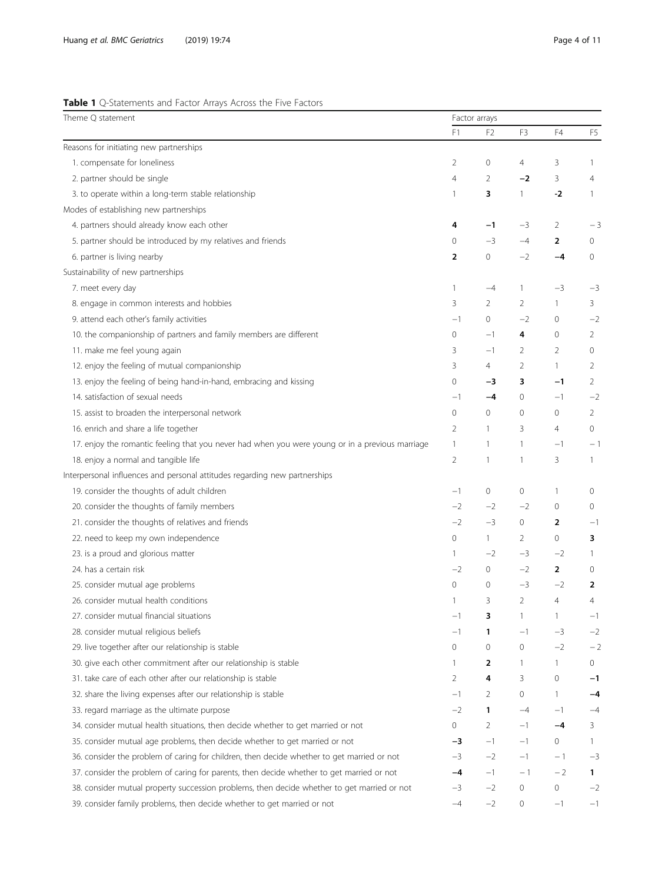**Table 1** Q-Statements and Factor Arrays Across the Five Factors

| Theme Q statement | Factor arrays | | | | |
|---|---|---|---|---|---|
| | F1 | F2 | F3 | F4 | F5 |
| Reasons for initiating new partnerships | | | | | |
| 1. compensate for loneliness | 2 | 0 | 4 | 3 | 1 |
| 2. partner should be single | 4 | 2 | **−2** | 3 | 4 |
| 3. to operate within a long-term stable relationship | 1 | **3** | 1 | **-2** | 1 |
| Modes of establishing new partnerships | | | | | |
| 4. partners should already know each other | **4** | **−1** | −3 | 2 | − 3 |
| 5. partner should be introduced by my relatives and friends | 0 | −3 | −4 | **2** | 0 |
| 6. partner is living nearby | **2** | 0 | −2 | **−4** | 0 |
| Sustainability of new partnerships | | | | | |
| 7. meet every day | 1 | −4 | 1 | −3 | −3 |
| 8. engage in common interests and hobbies | 3 | 2 | 2 | 1 | 3 |
| 9. attend each other's family activities | −1 | 0 | −2 | 0 | −2 |
| 10. the companionship of partners and family members are different | 0 | −1 | **4** | 0 | 2 |
| 11. make me feel young again | 3 | −1 | 2 | 2 | 0 |
| 12. enjoy the feeling of mutual companionship | 3 | 4 | 2 | 1 | 2 |
| 13. enjoy the feeling of being hand-in-hand, embracing and kissing | 0 | **−3** | **3** | **−1** | 2 |
| 14. satisfaction of sexual needs | −1 | **−4** | 0 | −1 | −2 |
| 15. assist to broaden the interpersonal network | 0 | 0 | 0 | 0 | 2 |
| 16. enrich and share a life together | 2 | 1 | 3 | 4 | 0 |
| 17. enjoy the romantic feeling that you never had when you were young or in a previous marriage | 1 | 1 | 1 | −1 | − 1 |
| 18. enjoy a normal and tangible life | 2 | 1 | 1 | 3 | 1 |
| Interpersonal influences and personal attitudes regarding new partnerships | | | | | |
| 19. consider the thoughts of adult children | −1 | 0 | 0 | 1 | 0 |
| 20. consider the thoughts of family members | −2 | −2 | −2 | 0 | 0 |
| 21. consider the thoughts of relatives and friends | −2 | −3 | 0 | **2** | −1 |
| 22. need to keep my own independence | 0 | 1 | 2 | 0 | **3** |
| 23. is a proud and glorious matter | 1 | −2 | −3 | −2 | 1 |
| 24. has a certain risk | −2 | 0 | −2 | **2** | 0 |
| 25. consider mutual age problems | 0 | 0 | −3 | −2 | **2** |
| 26. consider mutual health conditions | 1 | 3 | 2 | 4 | 4 |
| 27. consider mutual financial situations | −1 | **3** | 1 | 1 | −1 |
| 28. consider mutual religious beliefs | −1 | **1** | −1 | −3 | −2 |
| 29. live together after our relationship is stable | 0 | 0 | 0 | −2 | − 2 |
| 30. give each other commitment after our relationship is stable | 1 | **2** | 1 | 1 | 0 |
| 31. take care of each other after our relationship is stable | 2 | **4** | 3 | 0 | **−1** |
| 32. share the living expenses after our relationship is stable | −1 | 2 | 0 | 1 | **−4** |
| 33. regard marriage as the ultimate purpose | −2 | **1** | −4 | −1 | −4 |
| 34. consider mutual health situations, then decide whether to get married or not | 0 | 2 | −1 | **−4** | 3 |
| 35. consider mutual age problems, then decide whether to get married or not | **−3** | −1 | −1 | 0 | 1 |
| 36. consider the problem of caring for children, then decide whether to get married or not | −3 | −2 | −1 | − 1 | −3 |
| 37. consider the problem of caring for parents, then decide whether to get married or not | **−4** | −1 | − 1 | − 2 | **1** |
| 38. consider mutual property succession problems, then decide whether to get married or not | −3 | −2 | 0 | 0 | −2 |
| 39. consider family problems, then decide whether to get married or not | −4 | −2 | 0 | −1 | −1 |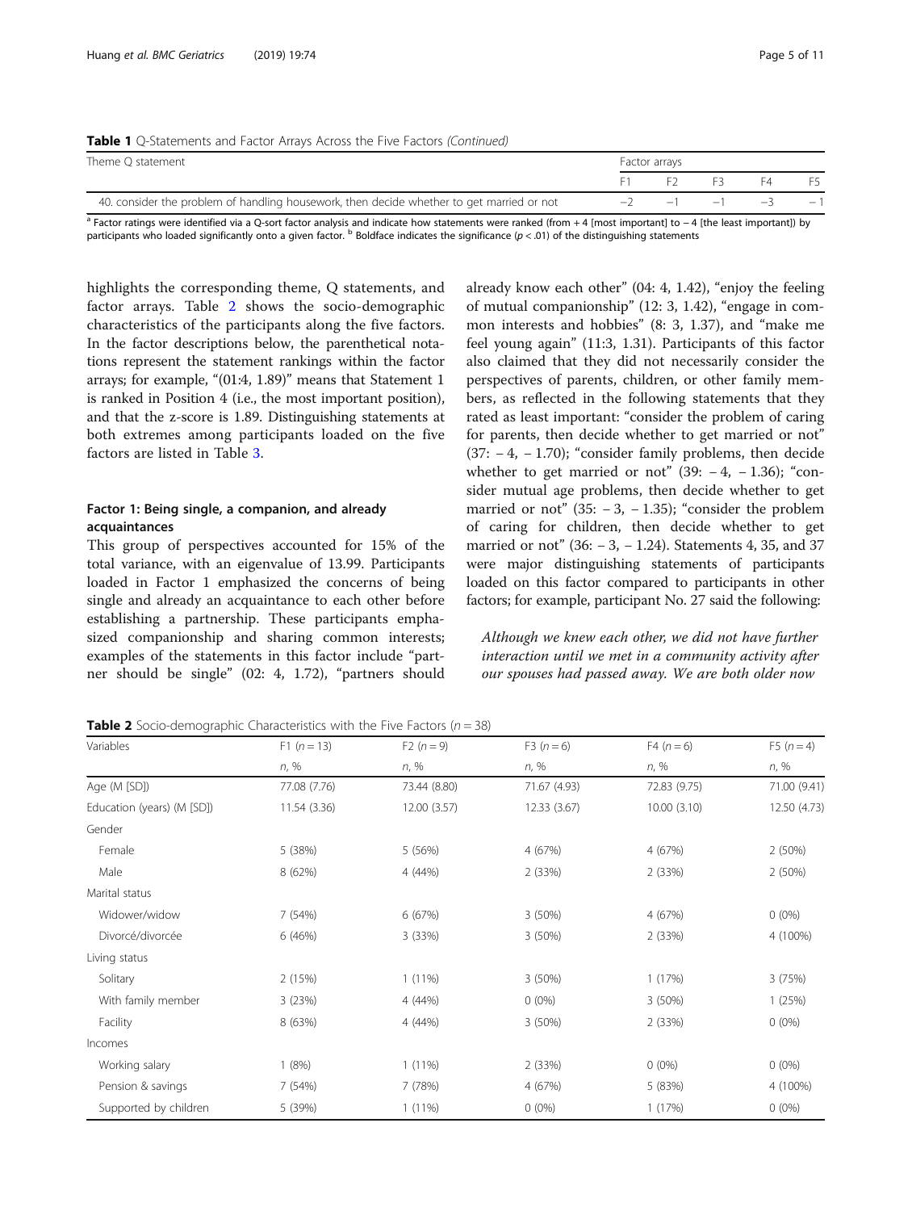**Table 1** Q-Statements and Factor Arrays Across the Five Factors *(Continued)*

| Theme Q statement | Factor arrays | | | | |
|---|---|---|---|---|---|
| | F1 | F2 | F3 | F4 | F5 |
| 40. consider the problem of handling housework, then decide whether to get married or not | −2 | −1 | −1 | −3 | −1 |

[a] Factor ratings were identified via a Q-sort factor analysis and indicate how statements were ranked (from + 4 [most important] to − 4 [the least important]) by participants who loaded significantly onto a given factor. [b] Boldface indicates the significance ($p < .01$) of the distinguishing statements

highlights the corresponding theme, Q statements, and factor arrays. Table 2 shows the socio-demographic characteristics of the participants along the five factors. In the factor descriptions below, the parenthetical notations represent the statement rankings within the factor arrays; for example, "(01:4, 1.89)" means that Statement 1 is ranked in Position 4 (i.e., the most important position), and that the z-score is 1.89. Distinguishing statements at both extremes among participants loaded on the five factors are listed in Table 3.

## Factor 1: Being single, a companion, and already acquaintances

This group of perspectives accounted for 15% of the total variance, with an eigenvalue of 13.99. Participants loaded in Factor 1 emphasized the concerns of being single and already an acquaintance to each other before establishing a partnership. These participants emphasized companionship and sharing common interests; examples of the statements in this factor include "partner should be single" (02: 4, 1.72), "partners should already know each other" (04: 4, 1.42), "enjoy the feeling of mutual companionship" (12: 3, 1.42), "engage in common interests and hobbies" (8: 3, 1.37), and "make me feel young again" (11:3, 1.31). Participants of this factor also claimed that they did not necessarily consider the perspectives of parents, children, or other family members, as reflected in the following statements that they rated as least important: "consider the problem of caring for parents, then decide whether to get married or not" (37: − 4, − 1.70); "consider family problems, then decide whether to get married or not" (39: − 4, − 1.36); "consider mutual age problems, then decide whether to get married or not" (35: − 3, − 1.35); "consider the problem of caring for children, then decide whether to get married or not" (36: − 3, − 1.24). Statements 4, 35, and 37 were major distinguishing statements of participants loaded on this factor compared to participants in other factors; for example, participant No. 27 said the following:

*Although we knew each other, we did not have further interaction until we met in a community activity after our spouses had passed away. We are both older now*

**Table 2** Socio-demographic Characteristics with the Five Factors ($n = 38$)

| Variables | F1 ($n = 13$) | F2 ($n = 9$) | F3 ($n = 6$) | F4 ($n = 6$) | F5 ($n = 4$) |
|---|---|---|---|---|---|
| | n, % | n, % | n, % | n, % | n, % |
| Age (M [SD]) | 77.08 (7.76) | 73.44 (8.80) | 71.67 (4.93) | 72.83 (9.75) | 71.00 (9.41) |
| Education (years) (M [SD]) | 11.54 (3.36) | 12.00 (3.57) | 12.33 (3.67) | 10.00 (3.10) | 12.50 (4.73) |
| Gender | | | | | |
| Female | 5 (38%) | 5 (56%) | 4 (67%) | 4 (67%) | 2 (50%) |
| Male | 8 (62%) | 4 (44%) | 2 (33%) | 2 (33%) | 2 (50%) |
| Marital status | | | | | |
| Widower/widow | 7 (54%) | 6 (67%) | 3 (50%) | 4 (67%) | 0 (0%) |
| Divorcé/divorcée | 6 (46%) | 3 (33%) | 3 (50%) | 2 (33%) | 4 (100%) |
| Living status | | | | | |
| Solitary | 2 (15%) | 1 (11%) | 3 (50%) | 1 (17%) | 3 (75%) |
| With family member | 3 (23%) | 4 (44%) | 0 (0%) | 3 (50%) | 1 (25%) |
| Facility | 8 (63%) | 4 (44%) | 3 (50%) | 2 (33%) | 0 (0%) |
| Incomes | | | | | |
| Working salary | 1 (8%) | 1 (11%) | 2 (33%) | 0 (0%) | 0 (0%) |
| Pension & savings | 7 (54%) | 7 (78%) | 4 (67%) | 5 (83%) | 4 (100%) |
| Supported by children | 5 (39%) | 1 (11%) | 0 (0%) | 1 (17%) | 0 (0%) |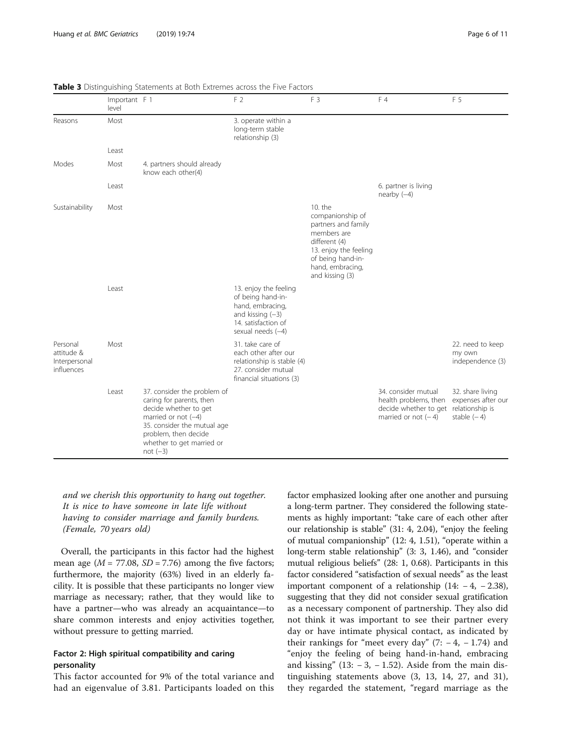**Table 3** Distinguishing Statements at Both Extremes across the Five Factors

| | Important level | F 1 | F 2 | F 3 | F 4 | F 5 |
|---|---|---|---|---|---|---|
| Reasons | Most | | 3. operate within a long-term stable relationship (3) | | | |
| | Least | | | | | |
| Modes | Most | 4. partners should already know each other(4) | | | | |
| | Least | | | | 6. partner is living nearby (−4) | |
| Sustainability | Most | | | 10. the companionship of partners and family members are different (4)<br>13. enjoy the feeling of being hand-in-hand, embracing, and kissing (3) | | |
| | Least | | 13. enjoy the feeling of being hand-in-hand, embracing, and kissing (−3)<br>14. satisfaction of sexual needs (−4) | | | |
| Personal attitude & Interpersonal influences | Most | | 31. take care of each other after our relationship is stable (4)<br>27. consider mutual financial situations (3) | | | 22. need to keep my own independence (3) |
| | Least | 37. consider the problem of caring for parents, then decide whether to get married or not (−4)<br>35. consider the mutual age problem, then decide whether to get married or not (−3) | | | 34. consider mutual health problems, then decide whether to get married or not (− 4) | 32. share living expenses after our relationship is stable (− 4) |

*and we cherish this opportunity to hang out together. It is nice to have someone in late life without having to consider marriage and family burdens. (Female, 70 years old)*

Overall, the participants in this factor had the highest mean age ($M$ = 77.08, $SD$ = 7.76) among the five factors; furthermore, the majority (63%) lived in an elderly facility. It is possible that these participants no longer view marriage as necessary; rather, that they would like to have a partner—who was already an acquaintance—to share common interests and enjoy activities together, without pressure to getting married.

### Factor 2: High spiritual compatibility and caring personality

This factor accounted for 9% of the total variance and had an eigenvalue of 3.81. Participants loaded on this factor emphasized looking after one another and pursuing a long-term partner. They considered the following statements as highly important: "take care of each other after our relationship is stable" (31: 4, 2.04), "enjoy the feeling of mutual companionship" (12: 4, 1.51), "operate within a long-term stable relationship" (3: 3, 1.46), and "consider mutual religious beliefs" (28: 1, 0.68). Participants in this factor considered "satisfaction of sexual needs" as the least important component of a relationship (14: − 4, − 2.38), suggesting that they did not consider sexual gratification as a necessary component of partnership. They also did not think it was important to see their partner every day or have intimate physical contact, as indicated by their rankings for "meet every day" (7: − 4, − 1.74) and "enjoy the feeling of being hand-in-hand, embracing and kissing" (13: − 3, − 1.52). Aside from the main distinguishing statements above (3, 13, 14, 27, and 31), they regarded the statement, "regard marriage as the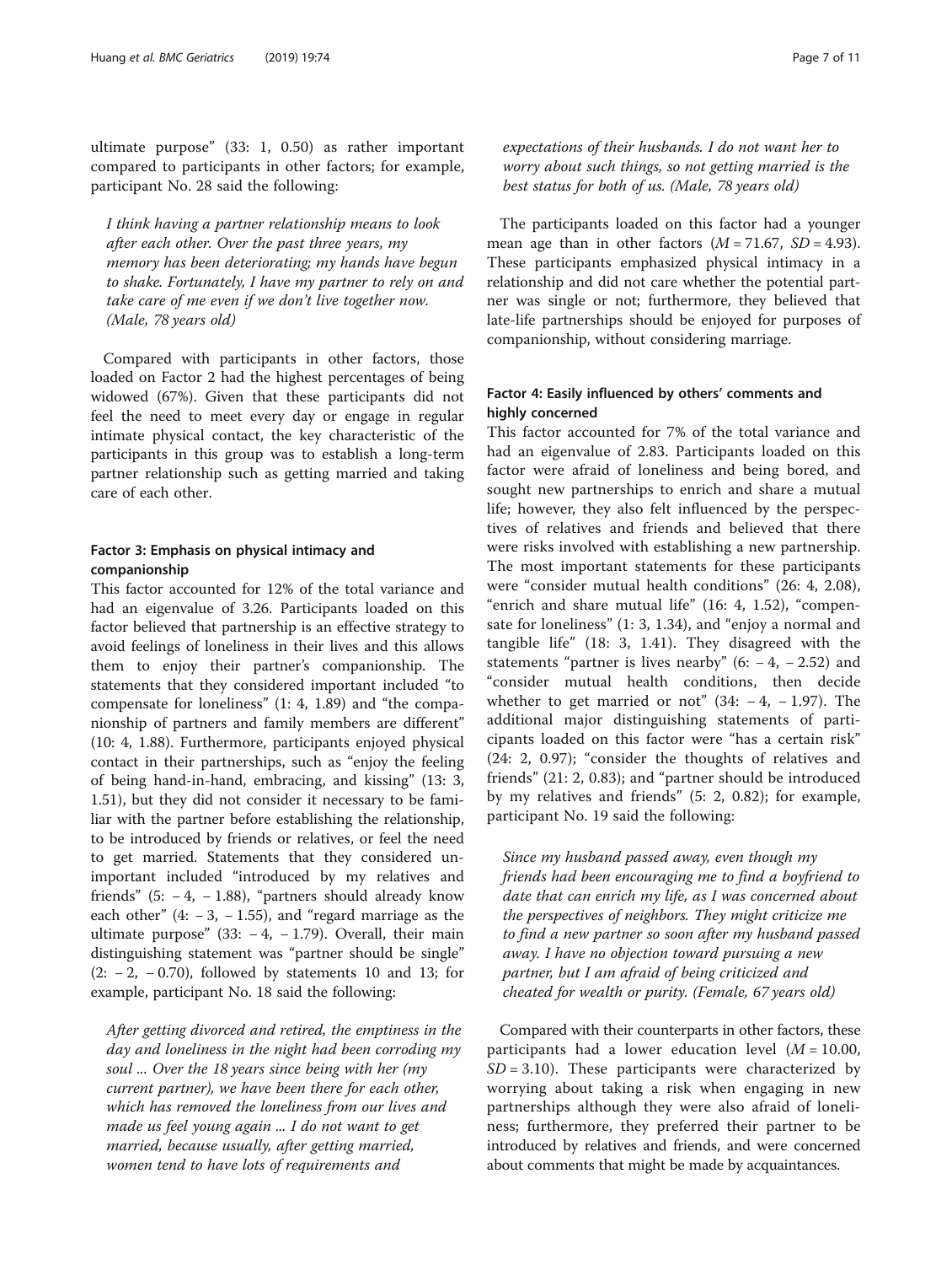ultimate purpose" (33: 1, 0.50) as rather important compared to participants in other factors; for example, participant No. 28 said the following:

> *I think having a partner relationship means to look after each other. Over the past three years, my memory has been deteriorating; my hands have begun to shake. Fortunately, I have my partner to rely on and take care of me even if we don't live together now. (Male, 78 years old)*

Compared with participants in other factors, those loaded on Factor 2 had the highest percentages of being widowed (67%). Given that these participants did not feel the need to meet every day or engage in regular intimate physical contact, the key characteristic of the participants in this group was to establish a long-term partner relationship such as getting married and taking care of each other.

### Factor 3: Emphasis on physical intimacy and companionship

This factor accounted for 12% of the total variance and had an eigenvalue of 3.26. Participants loaded on this factor believed that partnership is an effective strategy to avoid feelings of loneliness in their lives and this allows them to enjoy their partner's companionship. The statements that they considered important included "to compensate for loneliness" (1: 4, 1.89) and "the companionship of partners and family members are different" (10: 4, 1.88). Furthermore, participants enjoyed physical contact in their partnerships, such as "enjoy the feeling of being hand-in-hand, embracing, and kissing" (13: 3, 1.51), but they did not consider it necessary to be familiar with the partner before establishing the relationship, to be introduced by friends or relatives, or feel the need to get married. Statements that they considered unimportant included "introduced by my relatives and friends" (5: − 4, − 1.88), "partners should already know each other" (4: − 3, − 1.55), and "regard marriage as the ultimate purpose" (33: − 4, − 1.79). Overall, their main distinguishing statement was "partner should be single" (2: − 2, − 0.70), followed by statements 10 and 13; for example, participant No. 18 said the following:

> *After getting divorced and retired, the emptiness in the day and loneliness in the night had been corroding my soul ... Over the 18 years since being with her (my current partner), we have been there for each other, which has removed the loneliness from our lives and made us feel young again ... I do not want to get married, because usually, after getting married, women tend to have lots of requirements and expectations of their husbands. I do not want her to worry about such things, so not getting married is the best status for both of us. (Male, 78 years old)*

The participants loaded on this factor had a younger mean age than in other factors ($M = 71.67$, $SD = 4.93$). These participants emphasized physical intimacy in a relationship and did not care whether the potential partner was single or not; furthermore, they believed that late-life partnerships should be enjoyed for purposes of companionship, without considering marriage.

### Factor 4: Easily influenced by others' comments and highly concerned

This factor accounted for 7% of the total variance and had an eigenvalue of 2.83. Participants loaded on this factor were afraid of loneliness and being bored, and sought new partnerships to enrich and share a mutual life; however, they also felt influenced by the perspectives of relatives and friends and believed that there were risks involved with establishing a new partnership. The most important statements for these participants were "consider mutual health conditions" (26: 4, 2.08), "enrich and share mutual life" (16: 4, 1.52), "compensate for loneliness" (1: 3, 1.34), and "enjoy a normal and tangible life" (18: 3, 1.41). They disagreed with the statements "partner is lives nearby" (6: − 4, − 2.52) and "consider mutual health conditions, then decide whether to get married or not" (34: − 4, − 1.97). The additional major distinguishing statements of participants loaded on this factor were "has a certain risk" (24: 2, 0.97); "consider the thoughts of relatives and friends" (21: 2, 0.83); and "partner should be introduced by my relatives and friends" (5: 2, 0.82); for example, participant No. 19 said the following:

> *Since my husband passed away, even though my friends had been encouraging me to find a boyfriend to date that can enrich my life, as I was concerned about the perspectives of neighbors. They might criticize me to find a new partner so soon after my husband passed away. I have no objection toward pursuing a new partner, but I am afraid of being criticized and cheated for wealth or purity. (Female, 67 years old)*

Compared with their counterparts in other factors, these participants had a lower education level ($M = 10.00$, $SD = 3.10$). These participants were characterized by worrying about taking a risk when engaging in new partnerships although they were also afraid of loneliness; furthermore, they preferred their partner to be introduced by relatives and friends, and were concerned about comments that might be made by acquaintances.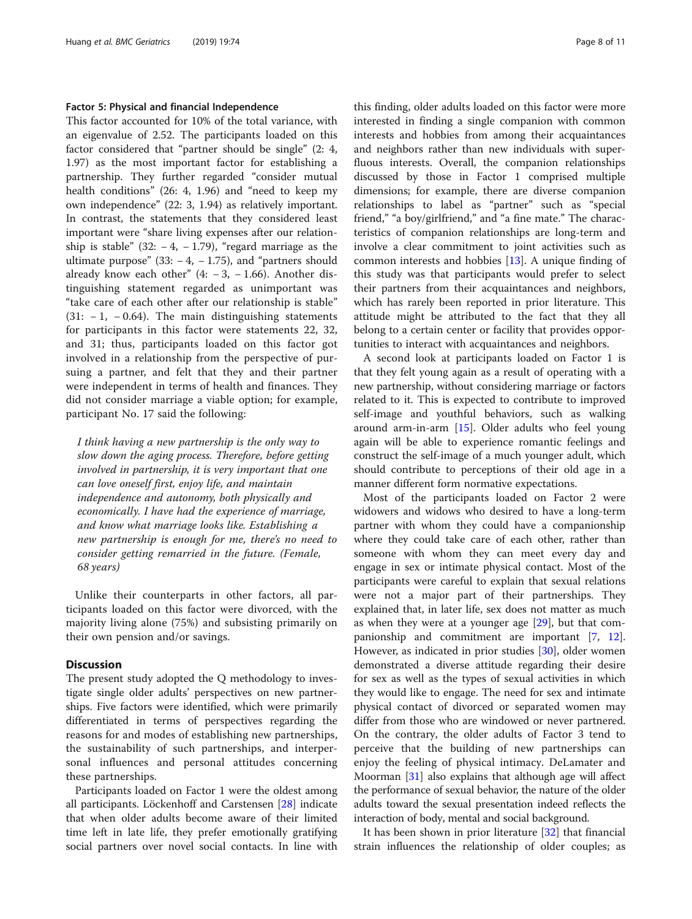#### Factor 5: Physical and financial Independence

This factor accounted for 10% of the total variance, with an eigenvalue of 2.52. The participants loaded on this factor considered that "partner should be single" (2: 4, 1.97) as the most important factor for establishing a partnership. They further regarded "consider mutual health conditions" (26: 4, 1.96) and "need to keep my own independence" (22: 3, 1.94) as relatively important. In contrast, the statements that they considered least important were "share living expenses after our relationship is stable" (32: − 4, − 1.79), "regard marriage as the ultimate purpose" (33: − 4, − 1.75), and "partners should already know each other" (4: − 3, − 1.66). Another distinguishing statement regarded as unimportant was "take care of each other after our relationship is stable" (31: − 1, − 0.64). The main distinguishing statements for participants in this factor were statements 22, 32, and 31; thus, participants loaded on this factor got involved in a relationship from the perspective of pursuing a partner, and felt that they and their partner were independent in terms of health and finances. They did not consider marriage a viable option; for example, participant No. 17 said the following:

> *I think having a new partnership is the only way to slow down the aging process. Therefore, before getting involved in partnership, it is very important that one can love oneself first, enjoy life, and maintain independence and autonomy, both physically and economically. I have had the experience of marriage, and know what marriage looks like. Establishing a new partnership is enough for me, there's no need to consider getting remarried in the future. (Female, 68 years)*

Unlike their counterparts in other factors, all participants loaded on this factor were divorced, with the majority living alone (75%) and subsisting primarily on their own pension and/or savings.

## Discussion

The present study adopted the Q methodology to investigate single older adults' perspectives on new partnerships. Five factors were identified, which were primarily differentiated in terms of perspectives regarding the reasons for and modes of establishing new partnerships, the sustainability of such partnerships, and interpersonal influences and personal attitudes concerning these partnerships.

Participants loaded on Factor 1 were the oldest among all participants. Löckenhoff and Carstensen [28] indicate that when older adults become aware of their limited time left in late life, they prefer emotionally gratifying social partners over novel social contacts. In line with this finding, older adults loaded on this factor were more interested in finding a single companion with common interests and hobbies from among their acquaintances and neighbors rather than new individuals with superfluous interests. Overall, the companion relationships discussed by those in Factor 1 comprised multiple dimensions; for example, there are diverse companion relationships to label as "partner" such as "special friend," "a boy/girlfriend," and "a fine mate." The characteristics of companion relationships are long-term and involve a clear commitment to joint activities such as common interests and hobbies [13]. A unique finding of this study was that participants would prefer to select their partners from their acquaintances and neighbors, which has rarely been reported in prior literature. This attitude might be attributed to the fact that they all belong to a certain center or facility that provides opportunities to interact with acquaintances and neighbors.

A second look at participants loaded on Factor 1 is that they felt young again as a result of operating with a new partnership, without considering marriage or factors related to it. This is expected to contribute to improved self-image and youthful behaviors, such as walking around arm-in-arm [15]. Older adults who feel young again will be able to experience romantic feelings and construct the self-image of a much younger adult, which should contribute to perceptions of their old age in a manner different form normative expectations.

Most of the participants loaded on Factor 2 were widowers and widows who desired to have a long-term partner with whom they could have a companionship where they could take care of each other, rather than someone with whom they can meet every day and engage in sex or intimate physical contact. Most of the participants were careful to explain that sexual relations were not a major part of their partnerships. They explained that, in later life, sex does not matter as much as when they were at a younger age [29], but that companionship and commitment are important [7, 12]. However, as indicated in prior studies [30], older women demonstrated a diverse attitude regarding their desire for sex as well as the types of sexual activities in which they would like to engage. The need for sex and intimate physical contact of divorced or separated women may differ from those who are windowed or never partnered. On the contrary, the older adults of Factor 3 tend to perceive that the building of new partnerships can enjoy the feeling of physical intimacy. DeLamater and Moorman [31] also explains that although age will affect the performance of sexual behavior, the nature of the older adults toward the sexual presentation indeed reflects the interaction of body, mental and social background.

It has been shown in prior literature [32] that financial strain influences the relationship of older couples; as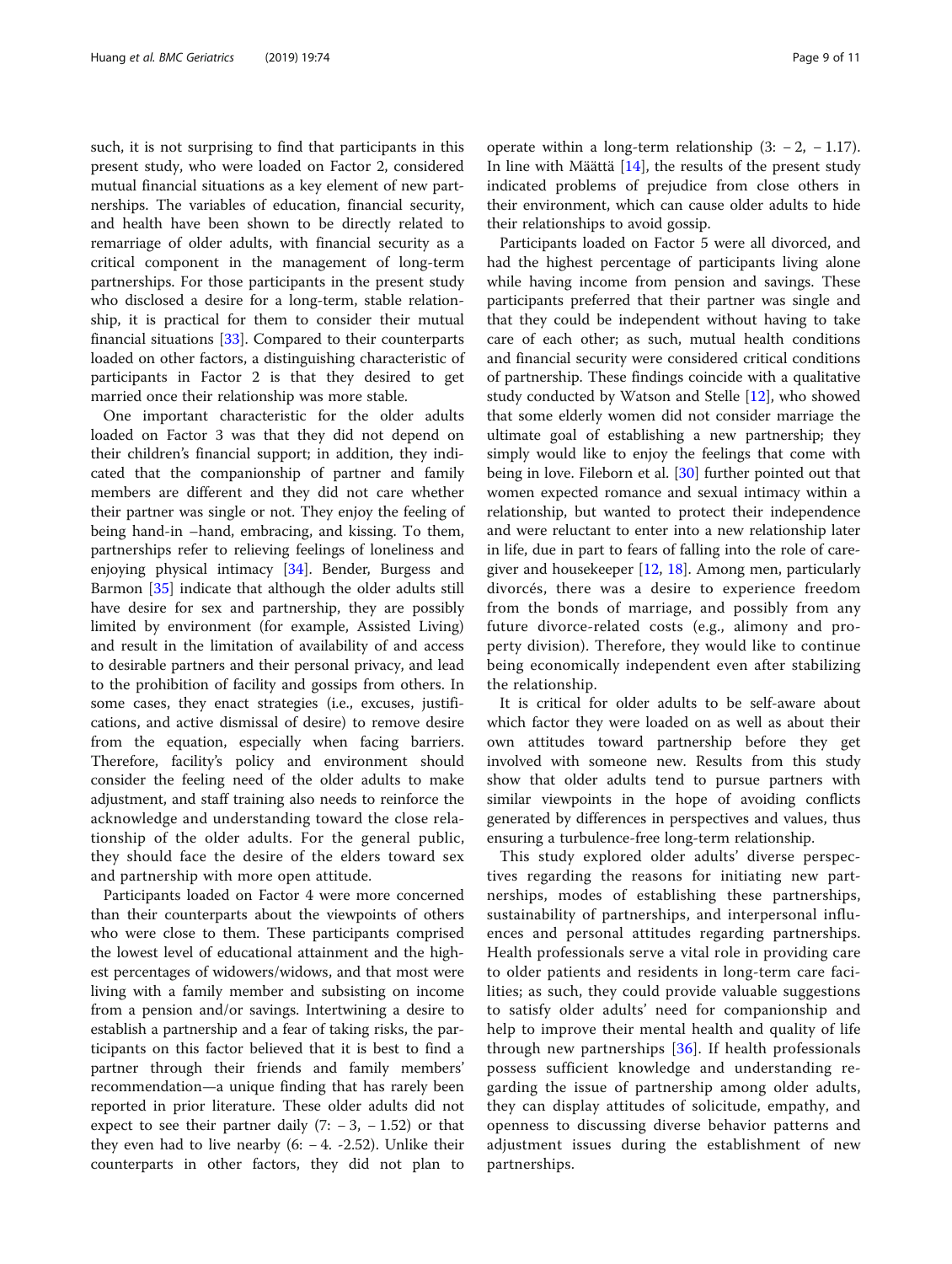such, it is not surprising to find that participants in this present study, who were loaded on Factor 2, considered mutual financial situations as a key element of new partnerships. The variables of education, financial security, and health have been shown to be directly related to remarriage of older adults, with financial security as a critical component in the management of long-term partnerships. For those participants in the present study who disclosed a desire for a long-term, stable relationship, it is practical for them to consider their mutual financial situations [33]. Compared to their counterparts loaded on other factors, a distinguishing characteristic of participants in Factor 2 is that they desired to get married once their relationship was more stable.

One important characteristic for the older adults loaded on Factor 3 was that they did not depend on their children's financial support; in addition, they indicated that the companionship of partner and family members are different and they did not care whether their partner was single or not. They enjoy the feeling of being hand-in –hand, embracing, and kissing. To them, partnerships refer to relieving feelings of loneliness and enjoying physical intimacy [34]. Bender, Burgess and Barmon [35] indicate that although the older adults still have desire for sex and partnership, they are possibly limited by environment (for example, Assisted Living) and result in the limitation of availability of and access to desirable partners and their personal privacy, and lead to the prohibition of facility and gossips from others. In some cases, they enact strategies (i.e., excuses, justifications, and active dismissal of desire) to remove desire from the equation, especially when facing barriers. Therefore, facility's policy and environment should consider the feeling need of the older adults to make adjustment, and staff training also needs to reinforce the acknowledge and understanding toward the close relationship of the older adults. For the general public, they should face the desire of the elders toward sex and partnership with more open attitude.

Participants loaded on Factor 4 were more concerned than their counterparts about the viewpoints of others who were close to them. These participants comprised the lowest level of educational attainment and the highest percentages of widowers/widows, and that most were living with a family member and subsisting on income from a pension and/or savings. Intertwining a desire to establish a partnership and a fear of taking risks, the participants on this factor believed that it is best to find a partner through their friends and family members' recommendation—a unique finding that has rarely been reported in prior literature. These older adults did not expect to see their partner daily (7: − 3, − 1.52) or that they even had to live nearby (6: − 4. -2.52). Unlike their counterparts in other factors, they did not plan to operate within a long-term relationship (3: − 2, − 1.17). In line with Määttä [14], the results of the present study indicated problems of prejudice from close others in their environment, which can cause older adults to hide their relationships to avoid gossip.

Participants loaded on Factor 5 were all divorced, and had the highest percentage of participants living alone while having income from pension and savings. These participants preferred that their partner was single and that they could be independent without having to take care of each other; as such, mutual health conditions and financial security were considered critical conditions of partnership. These findings coincide with a qualitative study conducted by Watson and Stelle [12], who showed that some elderly women did not consider marriage the ultimate goal of establishing a new partnership; they simply would like to enjoy the feelings that come with being in love. Fileborn et al. [30] further pointed out that women expected romance and sexual intimacy within a relationship, but wanted to protect their independence and were reluctant to enter into a new relationship later in life, due in part to fears of falling into the role of caregiver and housekeeper [12, 18]. Among men, particularly divorcés, there was a desire to experience freedom from the bonds of marriage, and possibly from any future divorce-related costs (e.g., alimony and property division). Therefore, they would like to continue being economically independent even after stabilizing the relationship.

It is critical for older adults to be self-aware about which factor they were loaded on as well as about their own attitudes toward partnership before they get involved with someone new. Results from this study show that older adults tend to pursue partners with similar viewpoints in the hope of avoiding conflicts generated by differences in perspectives and values, thus ensuring a turbulence-free long-term relationship.

This study explored older adults' diverse perspectives regarding the reasons for initiating new partnerships, modes of establishing these partnerships, sustainability of partnerships, and interpersonal influences and personal attitudes regarding partnerships. Health professionals serve a vital role in providing care to older patients and residents in long-term care facilities; as such, they could provide valuable suggestions to satisfy older adults' need for companionship and help to improve their mental health and quality of life through new partnerships [36]. If health professionals possess sufficient knowledge and understanding regarding the issue of partnership among older adults, they can display attitudes of solicitude, empathy, and openness to discussing diverse behavior patterns and adjustment issues during the establishment of new partnerships.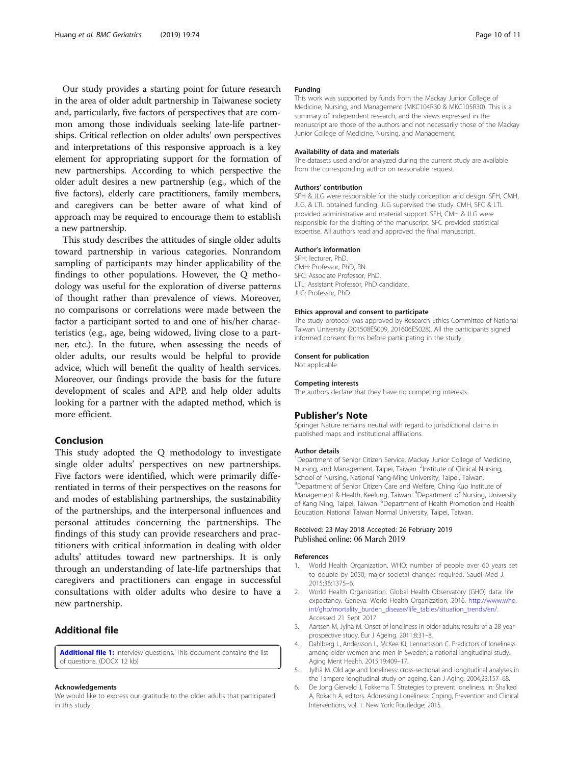Our study provides a starting point for future research in the area of older adult partnership in Taiwanese society and, particularly, five factors of perspectives that are common among those individuals seeking late-life partnerships. Critical reflection on older adults' own perspectives and interpretations of this responsive approach is a key element for appropriating support for the formation of new partnerships. According to which perspective the older adult desires a new partnership (e.g., which of the five factors), elderly care practitioners, family members, and caregivers can be better aware of what kind of approach may be required to encourage them to establish a new partnership.

This study describes the attitudes of single older adults toward partnership in various categories. Nonrandom sampling of participants may hinder applicability of the findings to other populations. However, the Q methodology was useful for the exploration of diverse patterns of thought rather than prevalence of views. Moreover, no comparisons or correlations were made between the factor a participant sorted to and one of his/her characteristics (e.g., age, being widowed, living close to a partner, etc.). In the future, when assessing the needs of older adults, our results would be helpful to provide advice, which will benefit the quality of health services. Moreover, our findings provide the basis for the future development of scales and APP, and help older adults looking for a partner with the adapted method, which is more efficient.

## Conclusion

This study adopted the Q methodology to investigate single older adults' perspectives on new partnerships. Five factors were identified, which were primarily differentiated in terms of their perspectives on the reasons for and modes of establishing partnerships, the sustainability of the partnerships, and the interpersonal influences and personal attitudes concerning the partnerships. The findings of this study can provide researchers and practitioners with critical information in dealing with older adults' attitudes toward new partnerships. It is only through an understanding of late-life partnerships that caregivers and practitioners can engage in successful consultations with older adults who desire to have a new partnership.

## Additional file

**Additional file 1:** Interview questions. This document contains the list of questions. (DOCX 12 kb)

#### Acknowledgements

We would like to express our gratitude to the older adults that participated in this study.

#### Funding

This work was supported by funds from the Mackay Junior College of Medicine, Nursing, and Management (MKC104R30 & MKC105R30). This is a summary of independent research, and the views expressed in the manuscript are those of the authors and not necessarily those of the Mackay Junior College of Medicine, Nursing, and Management.

#### Availability of data and materials

The datasets used and/or analyzed during the current study are available from the corresponding author on reasonable request.

#### Authors' contribution

SFH & JLG were responsible for the study conception and design. SFH, CMH, JLG, & LTL obtained funding. JLG supervised the study. CMH, SFC & LTL provided administrative and material support. SFH, CMH & JLG were responsible for the drafting of the manuscript. SFC provided statistical expertise. All authors read and approved the final manuscript.

#### Author's information

SFH: lecturer, PhD.
CMH: Professor, PhD, RN.
SFC: Associate Professor, PhD.
LTL: Assistant Professor, PhD candidate.
JLG: Professor, PhD.

#### Ethics approval and consent to participate

The study protocol was approved by Research Ethics Committee of National Taiwan University (201508ES009, 201606ES028). All the participants signed informed consent forms before participating in the study.

#### Consent for publication

Not applicable.

#### Competing interests

The authors declare that they have no competing interests.

## Publisher's Note

Springer Nature remains neutral with regard to jurisdictional claims in published maps and institutional affiliations.

#### Author details

[1]Department of Senior Citizen Service, Mackay Junior College of Medicine, Nursing, and Management, Taipei, Taiwan. [2]Institute of Clinical Nursing, School of Nursing, National Yang-Ming University, Taipei, Taiwan. [3]Department of Senior Citizen Care and Welfare, Ching Kuo Institute of Management & Health, Keelung, Taiwan. [4]Department of Nursing, University of Kang Ning, Taipei, Taiwan. [5]Department of Health Promotion and Health Education, National Taiwan Normal University, Taipei, Taiwan.

Received: 23 May 2018 Accepted: 26 February 2019
Published online: 06 March 2019

#### References

1. World Health Organization. WHO: number of people over 60 years set to double by 2050; major societal changes required. Saudi Med J. 2015;36:1375–6.
2. World Health Organization. Global Health Observatory (GHO) data: life expectancy. Geneva: World Health Organization; 2016. http://www.who.int/gho/mortality_burden_disease/life_tables/situation_trends/en/. Accessed 21 Sept 2017
3. Aartsen M, Jylhä M. Onset of loneliness in older adults: results of a 28 year prospective study. Eur J Ageing. 2011;8:31–8.
4. Dahlberg L, Andersson L, McKee KJ, Lennartsson C. Predictors of loneliness among older women and men in Sweden: a national longitudinal study. Aging Ment Health. 2015;19:409–17.
5. Jylhä M. Old age and loneliness: cross-sectional and longitudinal analyses in the Tampere longitudinal study on ageing. Can J Aging. 2004;23:157–68.
6. De Jong Gierveld J, Fokkema T. Strategies to prevent loneliness. In: Sha'ked A, Rokach A, editors. Addressing Loneliness: Coping, Prevention and Clinical Interventions, vol. 1. New York: Routledge; 2015.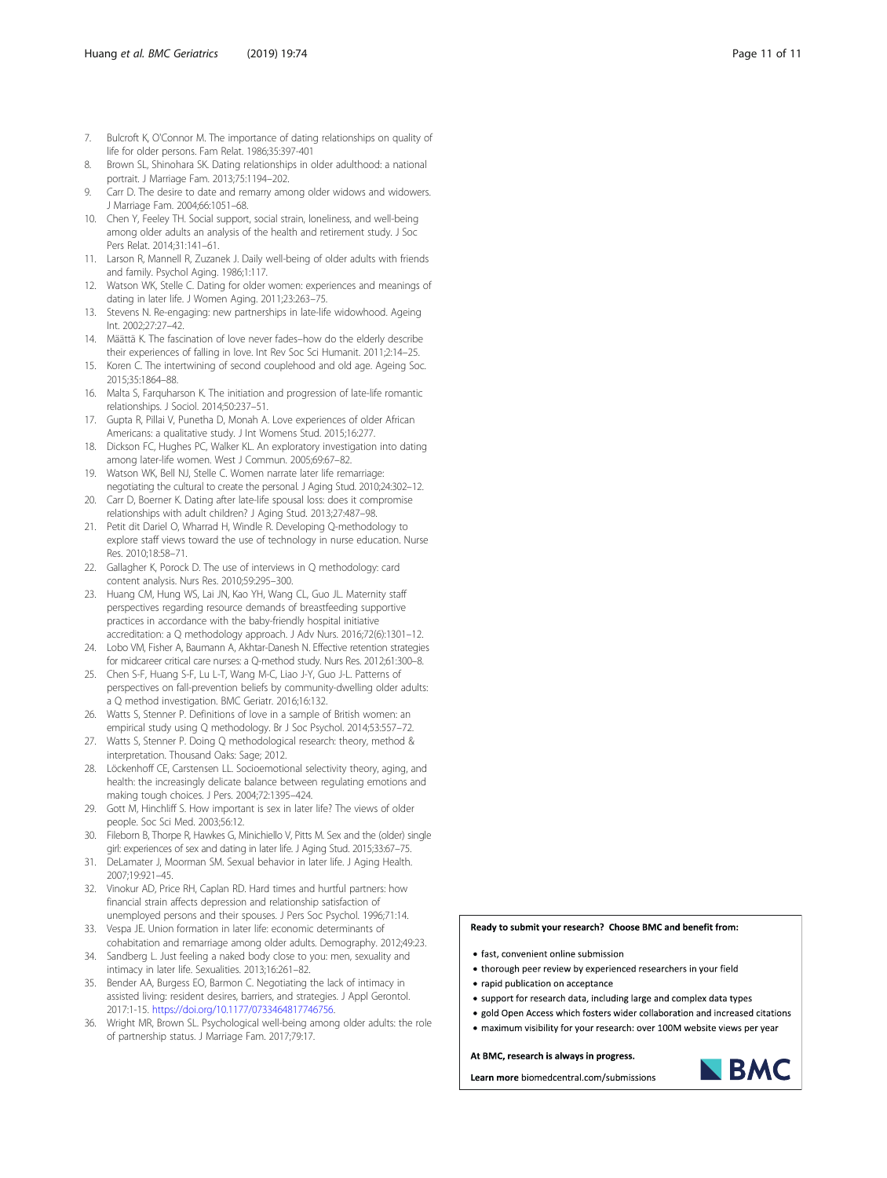7. Bulcroft K, O'Connor M. The importance of dating relationships on quality of life for older persons. Fam Relat. 1986;35:397-401
8. Brown SL, Shinohara SK. Dating relationships in older adulthood: a national portrait. J Marriage Fam. 2013;75:1194–202.
9. Carr D. The desire to date and remarry among older widows and widowers. J Marriage Fam. 2004;66:1051–68.
10. Chen Y, Feeley TH. Social support, social strain, loneliness, and well-being among older adults an analysis of the health and retirement study. J Soc Pers Relat. 2014;31:141–61.
11. Larson R, Mannell R, Zuzanek J. Daily well-being of older adults with friends and family. Psychol Aging. 1986;1:117.
12. Watson WK, Stelle C. Dating for older women: experiences and meanings of dating in later life. J Women Aging. 2011;23:263–75.
13. Stevens N. Re-engaging: new partnerships in late-life widowhood. Ageing Int. 2002;27:27–42.
14. Määttä K. The fascination of love never fades–how do the elderly describe their experiences of falling in love. Int Rev Soc Sci Humanit. 2011;2:14–25.
15. Koren C. The intertwining of second couplehood and old age. Ageing Soc. 2015;35:1864–88.
16. Malta S, Farquharson K. The initiation and progression of late-life romantic relationships. J Sociol. 2014;50:237–51.
17. Gupta R, Pillai V, Punetha D, Monah A. Love experiences of older African Americans: a qualitative study. J Int Womens Stud. 2015;16:277.
18. Dickson FC, Hughes PC, Walker KL. An exploratory investigation into dating among later-life women. West J Commun. 2005;69:67–82.
19. Watson WK, Bell NJ, Stelle C. Women narrate later life remarriage: negotiating the cultural to create the personal. J Aging Stud. 2010;24:302–12.
20. Carr D, Boerner K. Dating after late-life spousal loss: does it compromise relationships with adult children? J Aging Stud. 2013;27:487–98.
21. Petit dit Dariel O, Wharrad H, Windle R. Developing Q-methodology to explore staff views toward the use of technology in nurse education. Nurse Res. 2010;18:58–71.
22. Gallagher K, Porock D. The use of interviews in Q methodology: card content analysis. Nurs Res. 2010;59:295–300.
23. Huang CM, Hung WS, Lai JN, Kao YH, Wang CL, Guo JL. Maternity staff perspectives regarding resource demands of breastfeeding supportive practices in accordance with the baby-friendly hospital initiative accreditation: a Q methodology approach. J Adv Nurs. 2016;72(6):1301–12.
24. Lobo VM, Fisher A, Baumann A, Akhtar-Danesh N. Effective retention strategies for midcareer critical care nurses: a Q-method study. Nurs Res. 2012;61:300–8.
25. Chen S-F, Huang S-F, Lu L-T, Wang M-C, Liao J-Y, Guo J-L. Patterns of perspectives on fall-prevention beliefs by community-dwelling older adults: a Q method investigation. BMC Geriatr. 2016;16:132.
26. Watts S, Stenner P. Definitions of love in a sample of British women: an empirical study using Q methodology. Br J Soc Psychol. 2014;53:557–72.
27. Watts S, Stenner P. Doing Q methodological research: theory, method & interpretation. Thousand Oaks: Sage; 2012.
28. Löckenhoff CE, Carstensen LL. Socioemotional selectivity theory, aging, and health: the increasingly delicate balance between regulating emotions and making tough choices. J Pers. 2004;72:1395–424.
29. Gott M, Hinchliff S. How important is sex in later life? The views of older people. Soc Sci Med. 2003;56:12.
30. Fileborn B, Thorpe R, Hawkes G, Minichiello V, Pitts M. Sex and the (older) single girl: experiences of sex and dating in later life. J Aging Stud. 2015;33:67–75.
31. DeLamater J, Moorman SM. Sexual behavior in later life. J Aging Health. 2007;19:921–45.
32. Vinokur AD, Price RH, Caplan RD. Hard times and hurtful partners: how financial strain affects depression and relationship satisfaction of unemployed persons and their spouses. J Pers Soc Psychol. 1996;71:14.
33. Vespa JE. Union formation in later life: economic determinants of cohabitation and remarriage among older adults. Demography. 2012;49:23.
34. Sandberg L. Just feeling a naked body close to you: men, sexuality and intimacy in later life. Sexualities. 2013;16:261–82.
35. Bender AA, Burgess EO, Barmon C. Negotiating the lack of intimacy in assisted living: resident desires, barriers, and strategies. J Appl Gerontol. 2017:1-15. https://doi.org/10.1177/0733464817746756.
36. Wright MR, Brown SL. Psychological well-being among older adults: the role of partnership status. J Marriage Fam. 2017;79:17.

**Ready to submit your research? Choose BMC and benefit from:**

- fast, convenient online submission
- thorough peer review by experienced researchers in your field
- rapid publication on acceptance
- support for research data, including large and complex data types
- gold Open Access which fosters wider collaboration and increased citations
- maximum visibility for your research: over 100M website views per year

**At BMC, research is always in progress.**

**Learn more** biomedcentral.com/submissions

BMC